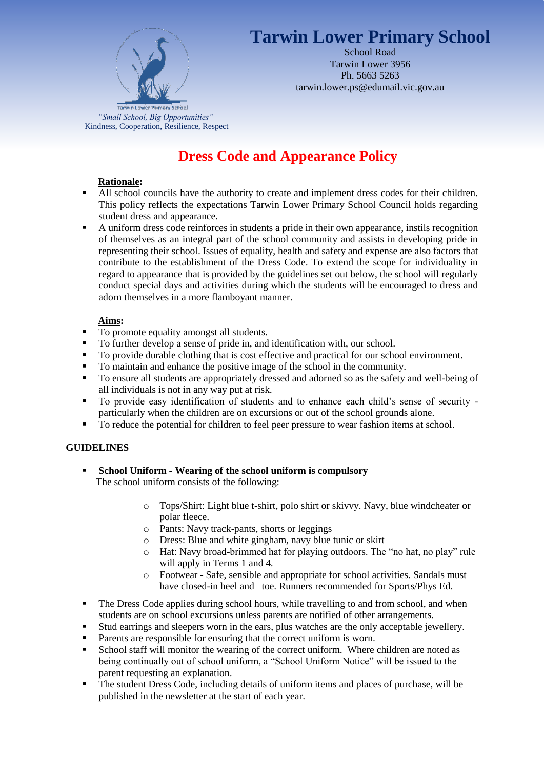# Tarwin Lower Primary School

School Road
Tarwin Lower 3956
Ph. 5663 5263
tarwin.lower.ps@edumail.vic.gov.au

Tarwin Lower Primary School
*"Small School, Big Opportunities"*
Kindness, Cooperation, Resilience, Respect

## Dress Code and Appearance Policy

**Rationale:**

- All school councils have the authority to create and implement dress codes for their children. This policy reflects the expectations Tarwin Lower Primary School Council holds regarding student dress and appearance.
- A uniform dress code reinforces in students a pride in their own appearance, instils recognition of themselves as an integral part of the school community and assists in developing pride in representing their school. Issues of equality, health and safety and expense are also factors that contribute to the establishment of the Dress Code. To extend the scope for individuality in regard to appearance that is provided by the guidelines set out below, the school will regularly conduct special days and activities during which the students will be encouraged to dress and adorn themselves in a more flamboyant manner.

**Aims:**

- To promote equality amongst all students.
- To further develop a sense of pride in, and identification with, our school.
- To provide durable clothing that is cost effective and practical for our school environment.
- To maintain and enhance the positive image of the school in the community.
- To ensure all students are appropriately dressed and adorned so as the safety and well-being of all individuals is not in any way put at risk.
- To provide easy identification of students and to enhance each child's sense of security - particularly when the children are on excursions or out of the school grounds alone.
- To reduce the potential for children to feel peer pressure to wear fashion items at school.

### GUIDELINES

- **School Uniform - Wearing of the school uniform is compulsory**
  The school uniform consists of the following:
  - Tops/Shirt: Light blue t-shirt, polo shirt or skivvy. Navy, blue windcheater or polar fleece.
  - Pants: Navy track-pants, shorts or leggings
  - Dress: Blue and white gingham, navy blue tunic or skirt
  - Hat: Navy broad-brimmed hat for playing outdoors. The "no hat, no play" rule will apply in Terms 1 and 4.
  - Footwear - Safe, sensible and appropriate for school activities. Sandals must have closed-in heel and toe. Runners recommended for Sports/Phys Ed.
- The Dress Code applies during school hours, while travelling to and from school, and when students are on school excursions unless parents are notified of other arrangements.
- Stud earrings and sleepers worn in the ears, plus watches are the only acceptable jewellery.
- Parents are responsible for ensuring that the correct uniform is worn.
- School staff will monitor the wearing of the correct uniform. Where children are noted as being continually out of school uniform, a "School Uniform Notice" will be issued to the parent requesting an explanation.
- The student Dress Code, including details of uniform items and places of purchase, will be published in the newsletter at the start of each year.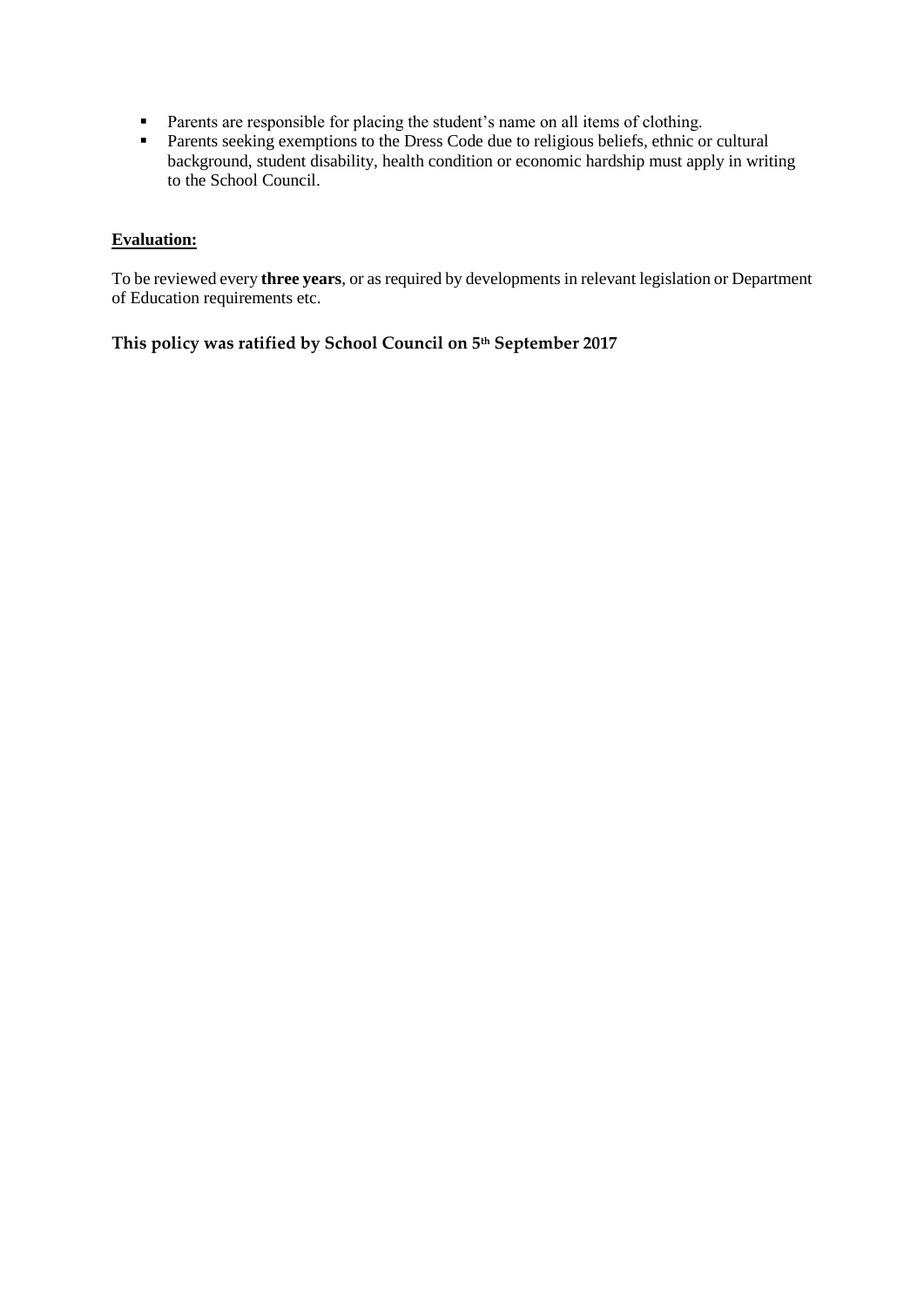- Parents are responsible for placing the student's name on all items of clothing.
- Parents seeking exemptions to the Dress Code due to religious beliefs, ethnic or cultural background, student disability, health condition or economic hardship must apply in writing to the School Council.

**Evaluation:**

To be reviewed every **three years**, or as required by developments in relevant legislation or Department of Education requirements etc.

**This policy was ratified by School Council on 5th September 2017**